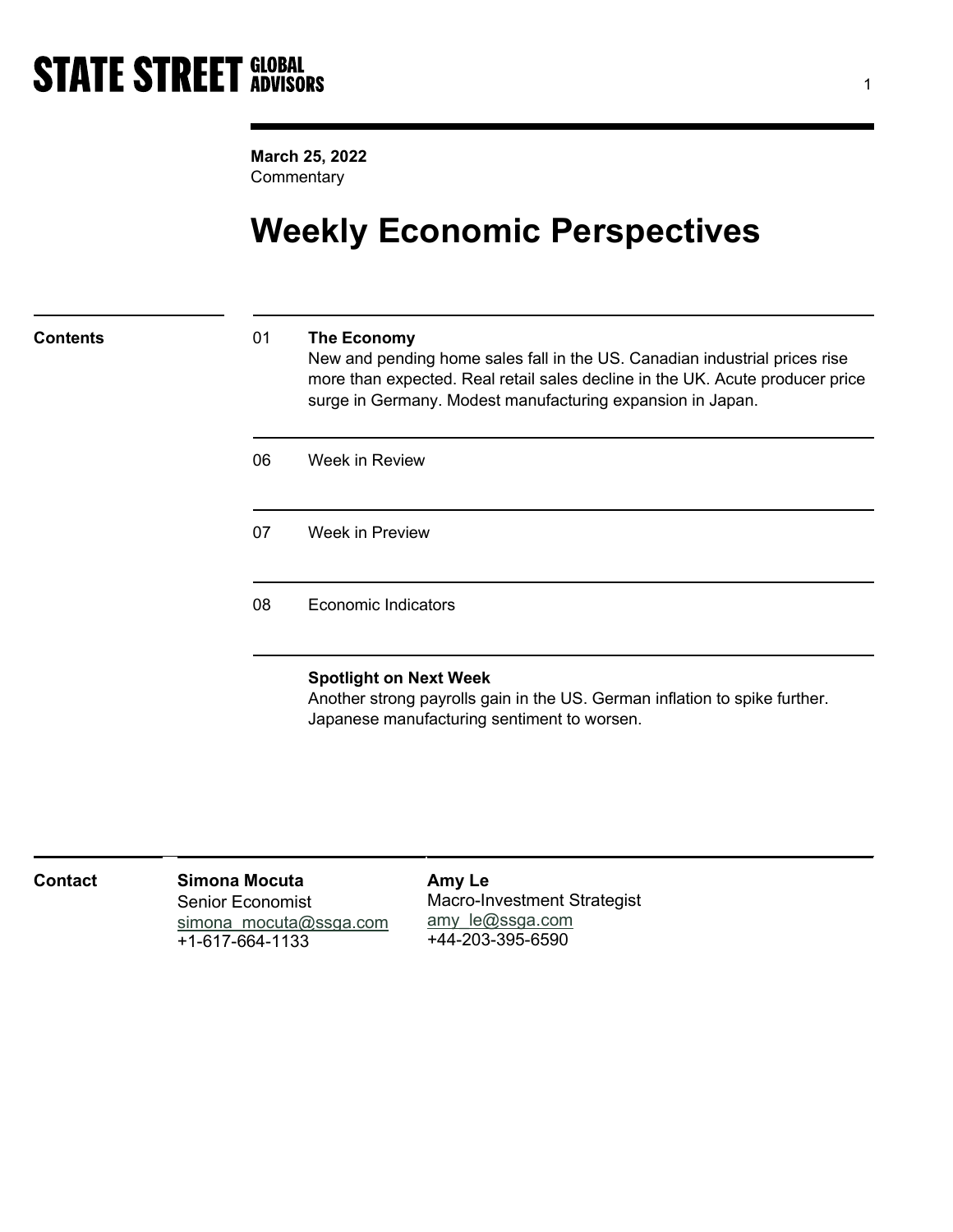STATE STREET GLOBAL ADVISORS

**March 25, 2022**
Commentary

# Weekly Economic Perspectives

**Contents**

| | |
|---|---|
| 01 | **The Economy**<br>New and pending home sales fall in the US. Canadian industrial prices rise more than expected. Real retail sales decline in the UK. Acute producer price surge in Germany. Modest manufacturing expansion in Japan. |
| 06 | Week in Review |
| 07 | Week in Preview |
| 08 | Economic Indicators |

**Spotlight on Next Week**
Another strong payrolls gain in the US. German inflation to spike further. Japanese manufacturing sentiment to worsen.

**Contact**

**Simona Mocuta**
Senior Economist
simona_mocuta@ssga.com
+1-617-664-1133

**Amy Le**
Macro-Investment Strategist
amy_le@ssga.com
+44-203-395-6590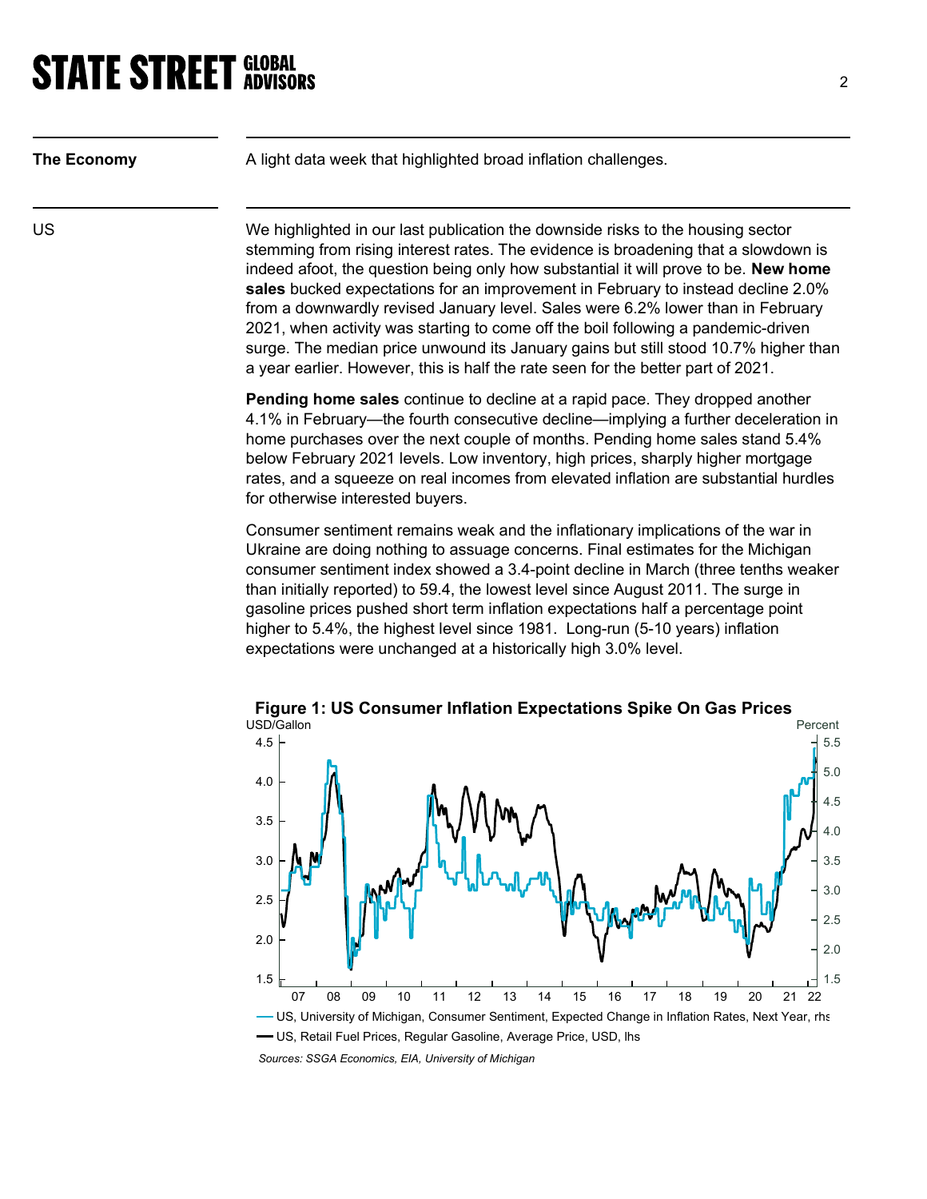**The Economy**

A light data week that highlighted broad inflation challenges.

**US**

We highlighted in our last publication the downside risks to the housing sector stemming from rising interest rates. The evidence is broadening that a slowdown is indeed afoot, the question being only how substantial it will prove to be. **New home sales** bucked expectations for an improvement in February to instead decline 2.0% from a downwardly revised January level. Sales were 6.2% lower than in February 2021, when activity was starting to come off the boil following a pandemic-driven surge. The median price unwound its January gains but still stood 10.7% higher than a year earlier. However, this is half the rate seen for the better part of 2021.

**Pending home sales** continue to decline at a rapid pace. They dropped another 4.1% in February—the fourth consecutive decline—implying a further deceleration in home purchases over the next couple of months. Pending home sales stand 5.4% below February 2021 levels. Low inventory, high prices, sharply higher mortgage rates, and a squeeze on real incomes from elevated inflation are substantial hurdles for otherwise interested buyers.

Consumer sentiment remains weak and the inflationary implications of the war in Ukraine are doing nothing to assuage concerns. Final estimates for the Michigan consumer sentiment index showed a 3.4-point decline in March (three tenths weaker than initially reported) to 59.4, the lowest level since August 2011. The surge in gasoline prices pushed short term inflation expectations half a percentage point higher to 5.4%, the highest level since 1981. Long-run (5-10 years) inflation expectations were unchanged at a historically high 3.0% level.

**Figure 1: US Consumer Inflation Expectations Spike On Gas Prices**

— US, University of Michigan, Consumer Sentiment, Expected Change in Inflation Rates, Next Year, rhs

— US, Retail Fuel Prices, Regular Gasoline, Average Price, USD, lhs

*Sources: SSGA Economics, EIA, University of Michigan*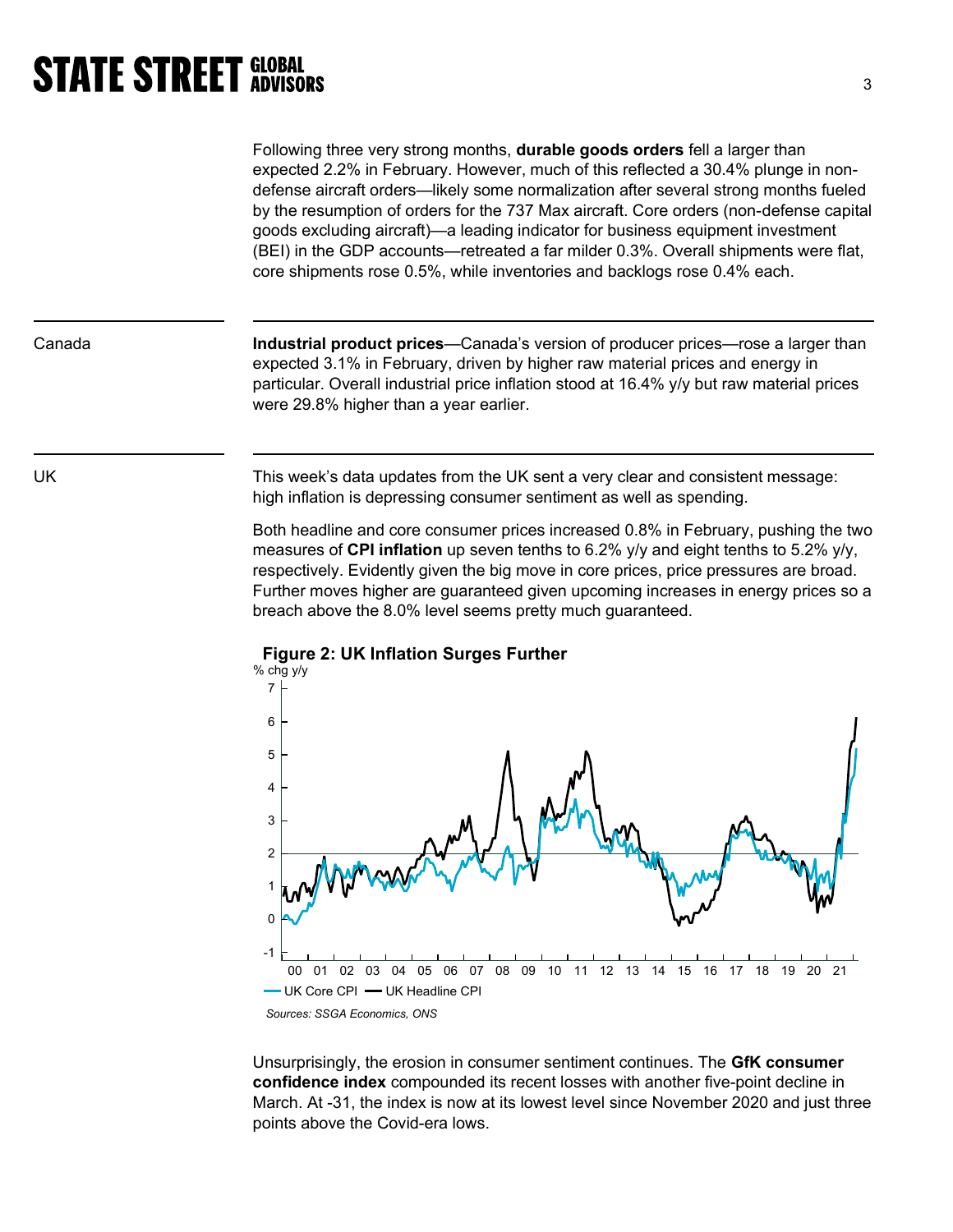Following three very strong months, **durable goods orders** fell a larger than expected 2.2% in February. However, much of this reflected a 30.4% plunge in non-defense aircraft orders—likely some normalization after several strong months fueled by the resumption of orders for the 737 Max aircraft. Core orders (non-defense capital goods excluding aircraft)—a leading indicator for business equipment investment (BEI) in the GDP accounts—retreated a far milder 0.3%. Overall shipments were flat, core shipments rose 0.5%, while inventories and backlogs rose 0.4% each.

## Canada

**Industrial product prices**—Canada's version of producer prices—rose a larger than expected 3.1% in February, driven by higher raw material prices and energy in particular. Overall industrial price inflation stood at 16.4% y/y but raw material prices were 29.8% higher than a year earlier.

## UK

This week's data updates from the UK sent a very clear and consistent message: high inflation is depressing consumer sentiment as well as spending.

Both headline and core consumer prices increased 0.8% in February, pushing the two measures of **CPI inflation** up seven tenths to 6.2% y/y and eight tenths to 5.2% y/y, respectively. Evidently given the big move in core prices, price pressures are broad. Further moves higher are guaranteed given upcoming increases in energy prices so a breach above the 8.0% level seems pretty much guaranteed.

**Figure 2: UK Inflation Surges Further**

*Sources: SSGA Economics, ONS*

Unsurprisingly, the erosion in consumer sentiment continues. The **GfK consumer confidence index** compounded its recent losses with another five-point decline in March. At -31, the index is now at its lowest level since November 2020 and just three points above the Covid-era lows.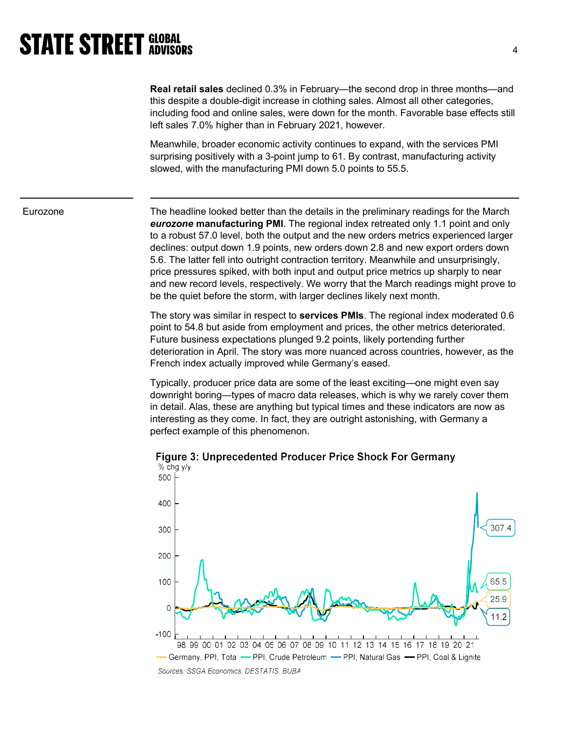**Real retail sales** declined 0.3% in February—the second drop in three months—and this despite a double-digit increase in clothing sales. Almost all other categories, including food and online sales, were down for the month. Favorable base effects still left sales 7.0% higher than in February 2021, however.

Meanwhile, broader economic activity continues to expand, with the services PMI surprising positively with a 3-point jump to 61. By contrast, manufacturing activity slowed, with the manufacturing PMI down 5.0 points to 55.5.

## Eurozone

The headline looked better than the details in the preliminary readings for the March ***eurozone*** **manufacturing PMI**. The regional index retreated only 1.1 point and only to a robust 57.0 level, both the output and the new orders metrics experienced larger declines: output down 1.9 points, new orders down 2.8 and new export orders down 5.6. The latter fell into outright contraction territory. Meanwhile and unsurprisingly, price pressures spiked, with both input and output price metrics up sharply to near and new record levels, respectively. We worry that the March readings might prove to be the quiet before the storm, with larger declines likely next month.

The story was similar in respect to **services PMIs**. The regional index moderated 0.6 point to 54.8 but aside from employment and prices, the other metrics deteriorated. Future business expectations plunged 9.2 points, likely portending further deterioration in April. The story was more nuanced across countries, however, as the French index actually improved while Germany's eased.

Typically, producer price data are some of the least exciting—one might even say downright boring—types of macro data releases, which is why we rarely cover them in detail. Alas, these are anything but typical times and these indicators are now as interesting as they come. In fact, they are outright astonishing, with Germany a perfect example of this phenomenon.

**Figure 3: Unprecedented Producer Price Shock For Germany**

% chg y/y

Latest values: PPI, Natural Gas 307.4; PPI, Crude Petroleum 65.5; Germany, PPI, Total 25.9; PPI, Coal & Lignite 11.2

Legend: Germany, PPI, Total — PPI, Crude Petroleum — PPI, Natural Gas — PPI, Coal & Lignite

Sources: SSGA Economics, DESTATIS, BUBA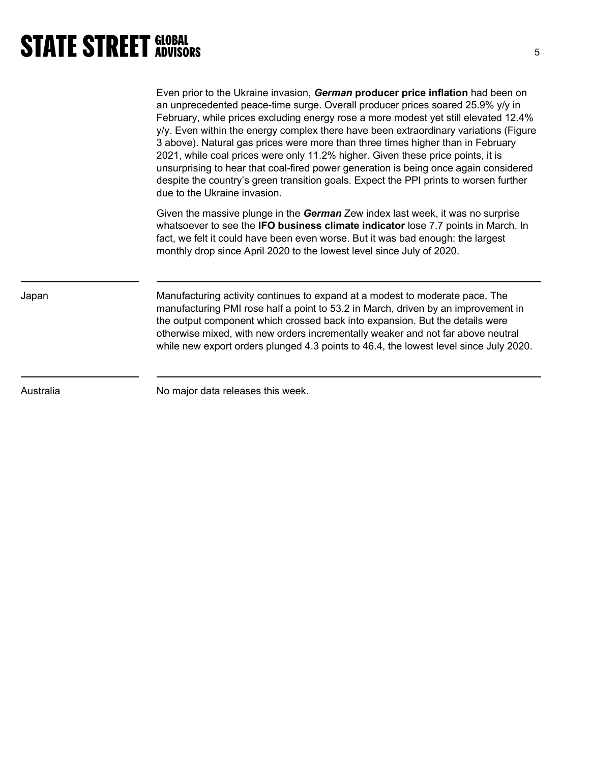Even prior to the Ukraine invasion, ***German*** **producer price inflation** had been on an unprecedented peace-time surge. Overall producer prices soared 25.9% y/y in February, while prices excluding energy rose a more modest yet still elevated 12.4% y/y. Even within the energy complex there have been extraordinary variations (Figure 3 above). Natural gas prices were more than three times higher than in February 2021, while coal prices were only 11.2% higher. Given these price points, it is unsurprising to hear that coal-fired power generation is being once again considered despite the country's green transition goals. Expect the PPI prints to worsen further due to the Ukraine invasion.

Given the massive plunge in the ***German*** Zew index last week, it was no surprise whatsoever to see the **IFO business climate indicator** lose 7.7 points in March. In fact, we felt it could have been even worse. But it was bad enough: the largest monthly drop since April 2020 to the lowest level since July of 2020.

---

Japan

Manufacturing activity continues to expand at a modest to moderate pace. The manufacturing PMI rose half a point to 53.2 in March, driven by an improvement in the output component which crossed back into expansion. But the details were otherwise mixed, with new orders incrementally weaker and not far above neutral while new export orders plunged 4.3 points to 46.4, the lowest level since July 2020.

---

Australia

No major data releases this week.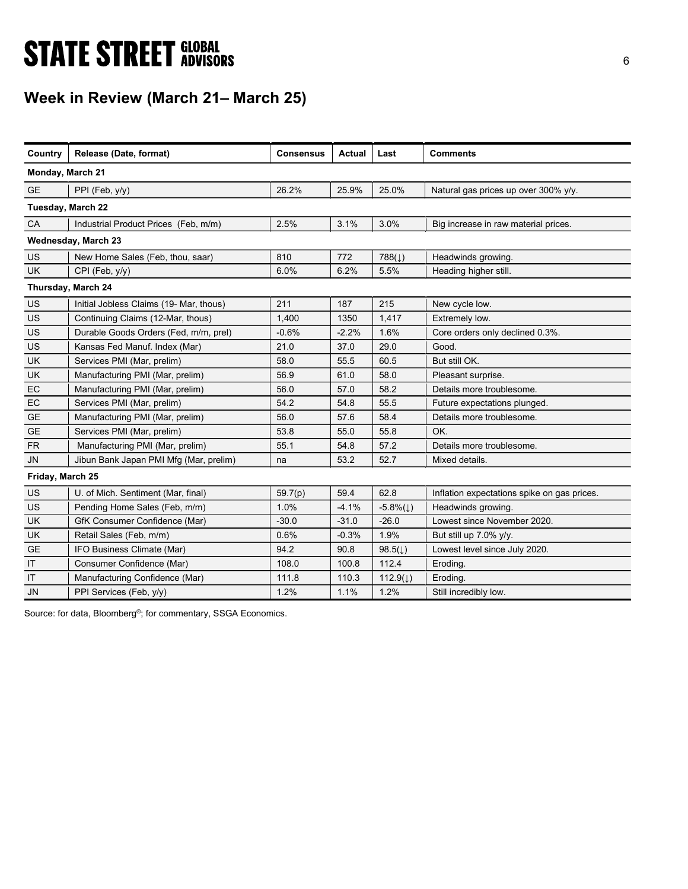## Week in Review (March 21– March 25)

| Country | Release (Date, format) | Consensus | Actual | Last | Comments |
|---|---|---|---|---|---|
| **Monday, March 21** | | | | | |
| GE | PPI (Feb, y/y) | 26.2% | 25.9% | 25.0% | Natural gas prices up over 300% y/y. |
| **Tuesday, March 22** | | | | | |
| CA | Industrial Product Prices (Feb, m/m) | 2.5% | 3.1% | 3.0% | Big increase in raw material prices. |
| **Wednesday, March 23** | | | | | |
| US | New Home Sales (Feb, thou, saar) | 810 | 772 | 788(↓) | Headwinds growing. |
| UK | CPI (Feb, y/y) | 6.0% | 6.2% | 5.5% | Heading higher still. |
| **Thursday, March 24** | | | | | |
| US | Initial Jobless Claims (19- Mar, thous) | 211 | 187 | 215 | New cycle low. |
| US | Continuing Claims (12-Mar, thous) | 1,400 | 1350 | 1,417 | Extremely low. |
| US | Durable Goods Orders (Fed, m/m, prel) | -0.6% | -2.2% | 1.6% | Core orders only declined 0.3%. |
| US | Kansas Fed Manuf. Index (Mar) | 21.0 | 37.0 | 29.0 | Good. |
| UK | Services PMI (Mar, prelim) | 58.0 | 55.5 | 60.5 | But still OK. |
| UK | Manufacturing PMI (Mar, prelim) | 56.9 | 61.0 | 58.0 | Pleasant surprise. |
| EC | Manufacturing PMI (Mar, prelim) | 56.0 | 57.0 | 58.2 | Details more troublesome. |
| EC | Services PMI (Mar, prelim) | 54.2 | 54.8 | 55.5 | Future expectations plunged. |
| GE | Manufacturing PMI (Mar, prelim) | 56.0 | 57.6 | 58.4 | Details more troublesome. |
| GE | Services PMI (Mar, prelim) | 53.8 | 55.0 | 55.8 | OK. |
| FR | Manufacturing PMI (Mar, prelim) | 55.1 | 54.8 | 57.2 | Details more troublesome. |
| JN | Jibun Bank Japan PMI Mfg (Mar, prelim) | na | 53.2 | 52.7 | Mixed details. |
| **Friday, March 25** | | | | | |
| US | U. of Mich. Sentiment (Mar, final) | 59.7(p) | 59.4 | 62.8 | Inflation expectations spike on gas prices. |
| US | Pending Home Sales (Feb, m/m) | 1.0% | -4.1% | -5.8%(↓) | Headwinds growing. |
| UK | GfK Consumer Confidence (Mar) | -30.0 | -31.0 | -26.0 | Lowest since November 2020. |
| UK | Retail Sales (Feb, m/m) | 0.6% | -0.3% | 1.9% | But still up 7.0% y/y. |
| GE | IFO Business Climate (Mar) | 94.2 | 90.8 | 98.5(↓) | Lowest level since July 2020. |
| IT | Consumer Confidence (Mar) | 108.0 | 100.8 | 112.4 | Eroding. |
| IT | Manufacturing Confidence (Mar) | 111.8 | 110.3 | 112.9(↓) | Eroding. |
| JN | PPI Services (Feb, y/y) | 1.2% | 1.1% | 1.2% | Still incredibly low. |

Source: for data, Bloomberg®; for commentary, SSGA Economics.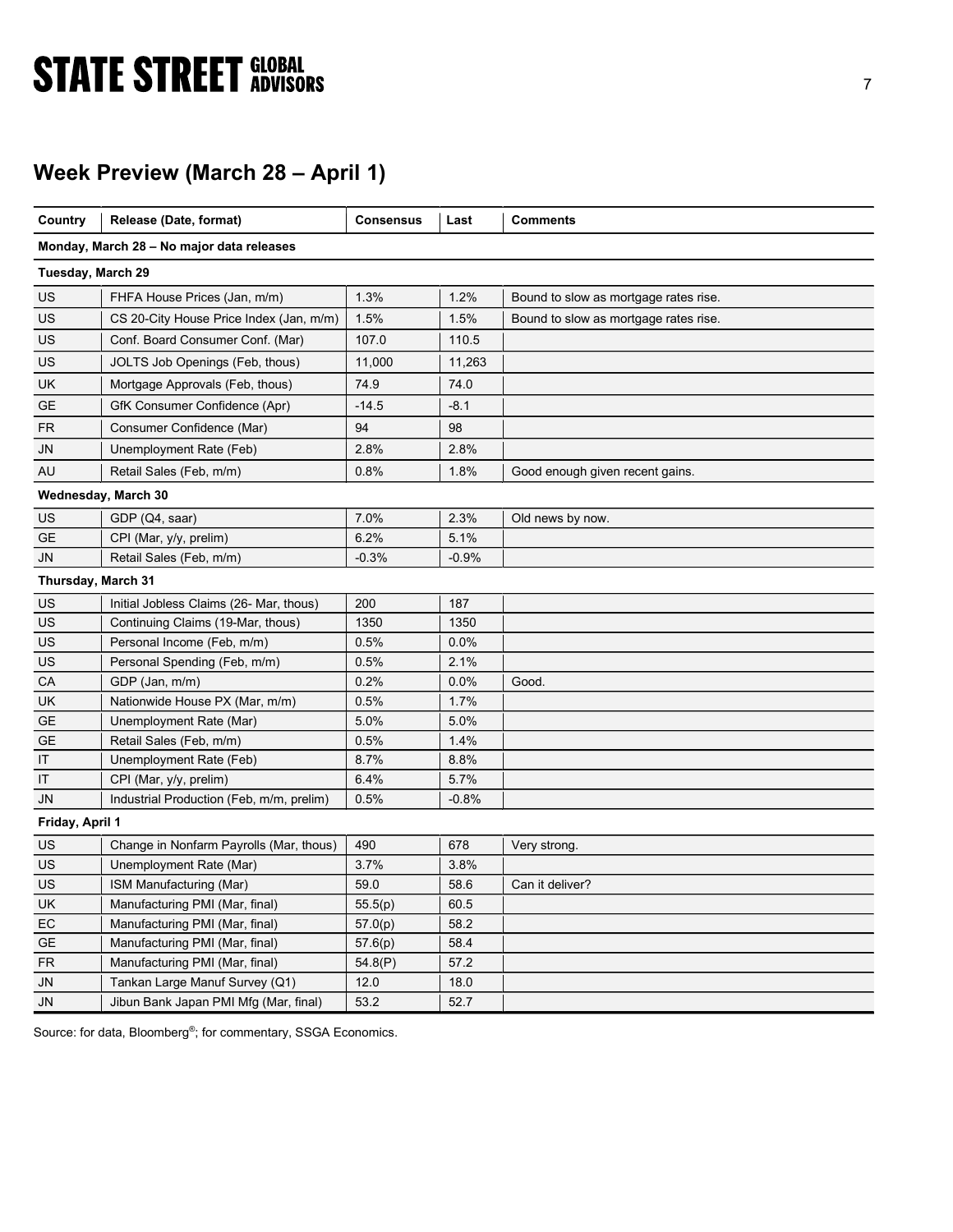## Week Preview (March 28 – April 1)

| Country | Release (Date, format) | Consensus | Last | Comments |
|---|---|---|---|---|
| **Monday, March 28 – No major data releases** | | | | |
| **Tuesday, March 29** | | | | |
| US | FHFA House Prices (Jan, m/m) | 1.3% | 1.2% | Bound to slow as mortgage rates rise. |
| US | CS 20-City House Price Index (Jan, m/m) | 1.5% | 1.5% | Bound to slow as mortgage rates rise. |
| US | Conf. Board Consumer Conf. (Mar) | 107.0 | 110.5 | |
| US | JOLTS Job Openings (Feb, thous) | 11,000 | 11,263 | |
| UK | Mortgage Approvals (Feb, thous) | 74.9 | 74.0 | |
| GE | GfK Consumer Confidence (Apr) | -14.5 | -8.1 | |
| FR | Consumer Confidence (Mar) | 94 | 98 | |
| JN | Unemployment Rate (Feb) | 2.8% | 2.8% | |
| AU | Retail Sales (Feb, m/m) | 0.8% | 1.8% | Good enough given recent gains. |
| **Wednesday, March 30** | | | | |
| US | GDP (Q4, saar) | 7.0% | 2.3% | Old news by now. |
| GE | CPI (Mar, y/y, prelim) | 6.2% | 5.1% | |
| JN | Retail Sales (Feb, m/m) | -0.3% | -0.9% | |
| **Thursday, March 31** | | | | |
| US | Initial Jobless Claims (26- Mar, thous) | 200 | 187 | |
| US | Continuing Claims (19-Mar, thous) | 1350 | 1350 | |
| US | Personal Income (Feb, m/m) | 0.5% | 0.0% | |
| US | Personal Spending (Feb, m/m) | 0.5% | 2.1% | |
| CA | GDP (Jan, m/m) | 0.2% | 0.0% | Good. |
| UK | Nationwide House PX (Mar, m/m) | 0.5% | 1.7% | |
| GE | Unemployment Rate (Mar) | 5.0% | 5.0% | |
| GE | Retail Sales (Feb, m/m) | 0.5% | 1.4% | |
| IT | Unemployment Rate (Feb) | 8.7% | 8.8% | |
| IT | CPI (Mar, y/y, prelim) | 6.4% | 5.7% | |
| JN | Industrial Production (Feb, m/m, prelim) | 0.5% | -0.8% | |
| **Friday, April 1** | | | | |
| US | Change in Nonfarm Payrolls (Mar, thous) | 490 | 678 | Very strong. |
| US | Unemployment Rate (Mar) | 3.7% | 3.8% | |
| US | ISM Manufacturing (Mar) | 59.0 | 58.6 | Can it deliver? |
| UK | Manufacturing PMI (Mar, final) | 55.5(p) | 60.5 | |
| EC | Manufacturing PMI (Mar, final) | 57.0(p) | 58.2 | |
| GE | Manufacturing PMI (Mar, final) | 57.6(p) | 58.4 | |
| FR | Manufacturing PMI (Mar, final) | 54.8(P) | 57.2 | |
| JN | Tankan Large Manuf Survey (Q1) | 12.0 | 18.0 | |
| JN | Jibun Bank Japan PMI Mfg (Mar, final) | 53.2 | 52.7 | |

Source: for data, Bloomberg®; for commentary, SSGA Economics.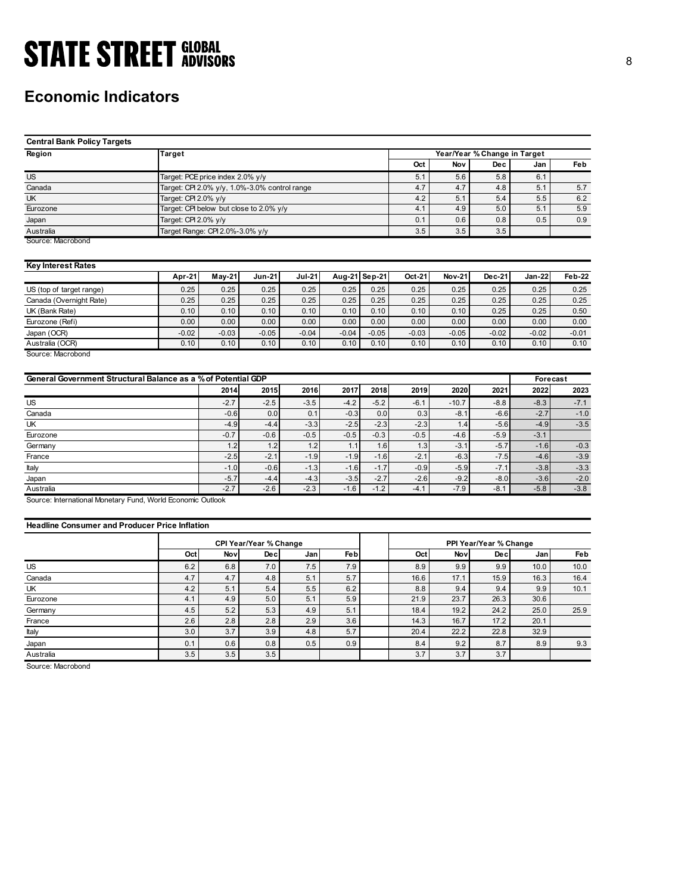# Economic Indicators

**Central Bank Policy Targets**

| Region | Target | Year/Year % Change in Target | | | | |
|---|---|---|---|---|---|---|
| | | Oct | Nov | Dec | Jan | Feb |
| US | Target: PCE price index 2.0% y/y | 5.1 | 5.6 | 5.8 | 6.1 | |
| Canada | Target: CPI 2.0% y/y, 1.0%-3.0% control range | 4.7 | 4.7 | 4.8 | 5.1 | 5.7 |
| UK | Target: CPI 2.0% y/y | 4.2 | 5.1 | 5.4 | 5.5 | 6.2 |
| Eurozone | Target: CPI below but close to 2.0% y/y | 4.1 | 4.9 | 5.0 | 5.1 | 5.9 |
| Japan | Target: CPI 2.0% y/y | 0.1 | 0.6 | 0.8 | 0.5 | 0.9 |
| Australia | Target Range: CPI 2.0%-3.0% y/y | 3.5 | 3.5 | 3.5 | | |

Source: Macrobond

**Key Interest Rates**

| | Apr-21 | May-21 | Jun-21 | Jul-21 | Aug-21 | Sep-21 | Oct-21 | Nov-21 | Dec-21 | Jan-22 | Feb-22 |
|---|---|---|---|---|---|---|---|---|---|---|---|
| US (top of target range) | 0.25 | 0.25 | 0.25 | 0.25 | 0.25 | 0.25 | 0.25 | 0.25 | 0.25 | 0.25 | 0.25 |
| Canada (Overnight Rate) | 0.25 | 0.25 | 0.25 | 0.25 | 0.25 | 0.25 | 0.25 | 0.25 | 0.25 | 0.25 | 0.25 |
| UK (Bank Rate) | 0.10 | 0.10 | 0.10 | 0.10 | 0.10 | 0.10 | 0.10 | 0.10 | 0.25 | 0.25 | 0.50 |
| Eurozone (Refi) | 0.00 | 0.00 | 0.00 | 0.00 | 0.00 | 0.00 | 0.00 | 0.00 | 0.00 | 0.00 | 0.00 |
| Japan (OCR) | -0.02 | -0.03 | -0.05 | -0.04 | -0.04 | -0.05 | -0.03 | -0.05 | -0.02 | -0.02 | -0.01 |
| Australia (OCR) | 0.10 | 0.10 | 0.10 | 0.10 | 0.10 | 0.10 | 0.10 | 0.10 | 0.10 | 0.10 | 0.10 |

Source: Macrobond

**General Government Structural Balance as a % of Potential GDP**

| | 2014 | 2015 | 2016 | 2017 | 2018 | 2019 | 2020 | 2021 | Forecast 2022 | Forecast 2023 |
|---|---|---|---|---|---|---|---|---|---|---|
| US | -2.7 | -2.5 | -3.5 | -4.2 | -5.2 | -6.1 | -10.7 | -8.8 | -8.3 | -7.1 |
| Canada | -0.6 | 0.0 | 0.1 | -0.3 | 0.0 | 0.3 | -8.1 | -6.6 | -2.7 | -1.0 |
| UK | -4.9 | -4.4 | -3.3 | -2.5 | -2.3 | -2.3 | 1.4 | -5.6 | -4.9 | -3.5 |
| Eurozone | -0.7 | -0.6 | -0.5 | -0.5 | -0.3 | -0.5 | -4.6 | -5.9 | -3.1 | |
| Germany | 1.2 | 1.2 | 1.2 | 1.1 | 1.6 | 1.3 | -3.1 | -5.7 | -1.6 | -0.3 |
| France | -2.5 | -2.1 | -1.9 | -1.9 | -1.6 | -2.1 | -6.3 | -7.5 | -4.6 | -3.9 |
| Italy | -1.0 | -0.6 | -1.3 | -1.6 | -1.7 | -0.9 | -5.9 | -7.1 | -3.8 | -3.3 |
| Japan | -5.7 | -4.4 | -4.3 | -3.5 | -2.7 | -2.6 | -9.2 | -8.0 | -3.6 | -2.0 |
| Australia | -2.7 | -2.6 | -2.3 | -1.6 | -1.2 | -4.1 | -7.9 | -8.1 | -5.8 | -3.8 |

Source: International Monetary Fund, World Economic Outlook

**Headline Consumer and Producer Price Inflation**

| | CPI Year/Year % Change | | | | | PPI Year/Year % Change | | | | |
|---|---|---|---|---|---|---|---|---|---|---|
| | Oct | Nov | Dec | Jan | Feb | Oct | Nov | Dec | Jan | Feb |
| US | 6.2 | 6.8 | 7.0 | 7.5 | 7.9 | 8.9 | 9.9 | 9.9 | 10.0 | 10.0 |
| Canada | 4.7 | 4.7 | 4.8 | 5.1 | 5.7 | 16.6 | 17.1 | 15.9 | 16.3 | 16.4 |
| UK | 4.2 | 5.1 | 5.4 | 5.5 | 6.2 | 8.8 | 9.4 | 9.4 | 9.9 | 10.1 |
| Eurozone | 4.1 | 4.9 | 5.0 | 5.1 | 5.9 | 21.9 | 23.7 | 26.3 | 30.6 | |
| Germany | 4.5 | 5.2 | 5.3 | 4.9 | 5.1 | 18.4 | 19.2 | 24.2 | 25.0 | 25.9 |
| France | 2.6 | 2.8 | 2.8 | 2.9 | 3.6 | 14.3 | 16.7 | 17.2 | 20.1 | |
| Italy | 3.0 | 3.7 | 3.9 | 4.8 | 5.7 | 20.4 | 22.2 | 22.8 | 32.9 | |
| Japan | 0.1 | 0.6 | 0.8 | 0.5 | 0.9 | 8.4 | 9.2 | 8.7 | 8.9 | 9.3 |
| Australia | 3.5 | 3.5 | 3.5 | | | 3.7 | 3.7 | 3.7 | | |

Source: Macrobond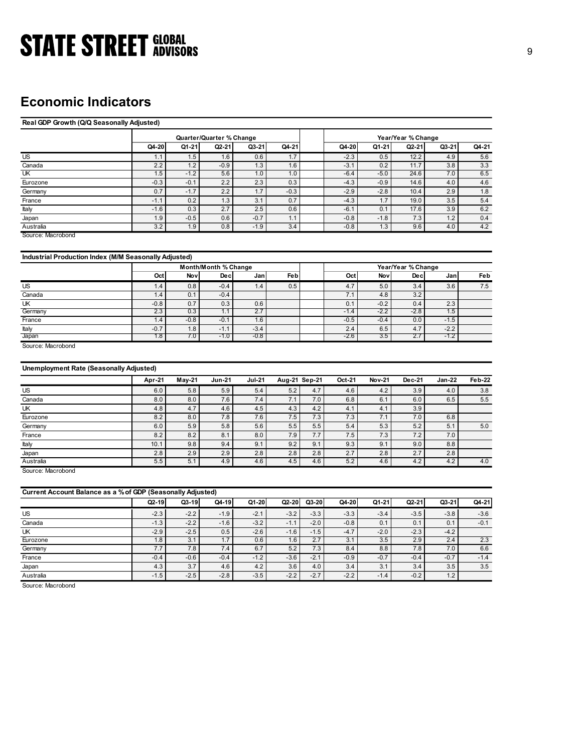## Economic Indicators

**Real GDP Growth (Q/Q Seasonally Adjusted)**

| | Quarter/Quarter % Change | | | | | Year/Year % Change | | | | |
|---|---|---|---|---|---|---|---|---|---|---|
| | Q4-20 | Q1-21 | Q2-21 | Q3-21 | Q4-21 | Q4-20 | Q1-21 | Q2-21 | Q3-21 | Q4-21 |
| US | 1.1 | 1.5 | 1.6 | 0.6 | 1.7 | -2.3 | 0.5 | 12.2 | 4.9 | 5.6 |
| Canada | 2.2 | 1.2 | -0.9 | 1.3 | 1.6 | -3.1 | 0.2 | 11.7 | 3.8 | 3.3 |
| UK | 1.5 | -1.2 | 5.6 | 1.0 | 1.0 | -6.4 | -5.0 | 24.6 | 7.0 | 6.5 |
| Eurozone | -0.3 | -0.1 | 2.2 | 2.3 | 0.3 | -4.3 | -0.9 | 14.6 | 4.0 | 4.6 |
| Germany | 0.7 | -1.7 | 2.2 | 1.7 | -0.3 | -2.9 | -2.8 | 10.4 | 2.9 | 1.8 |
| France | -1.1 | 0.2 | 1.3 | 3.1 | 0.7 | -4.3 | 1.7 | 19.0 | 3.5 | 5.4 |
| Italy | -1.6 | 0.3 | 2.7 | 2.5 | 0.6 | -6.1 | 0.1 | 17.6 | 3.9 | 6.2 |
| Japan | 1.9 | -0.5 | 0.6 | -0.7 | 1.1 | -0.8 | -1.8 | 7.3 | 1.2 | 0.4 |
| Australia | 3.2 | 1.9 | 0.8 | -1.9 | 3.4 | -0.8 | 1.3 | 9.6 | 4.0 | 4.2 |

Source: Macrobond

**Industrial Production Index (M/M Seasonally Adjusted)**

| | Month/Month % Change | | | | | Year/Year % Change | | | | |
|---|---|---|---|---|---|---|---|---|---|---|
| | Oct | Nov | Dec | Jan | Feb | Oct | Nov | Dec | Jan | Feb |
| US | 1.4 | 0.8 | -0.4 | 1.4 | 0.5 | 4.7 | 5.0 | 3.4 | 3.6 | 7.5 |
| Canada | 1.4 | 0.1 | -0.4 | | | 7.1 | 4.8 | 3.2 | | |
| UK | -0.8 | 0.7 | 0.3 | 0.6 | | 0.1 | -0.2 | 0.4 | 2.3 | |
| Germany | 2.3 | 0.3 | 1.1 | 2.7 | | -1.4 | -2.2 | -2.8 | 1.5 | |
| France | 1.4 | -0.8 | -0.1 | 1.6 | | -0.5 | -0.4 | 0.0 | -1.5 | |
| Italy | -0.7 | 1.8 | -1.1 | -3.4 | | 2.4 | 6.5 | 4.7 | -2.2 | |
| Japan | 1.8 | 7.0 | -1.0 | -0.8 | | -2.6 | 3.5 | 2.7 | -1.2 | |

Source: Macrobond

**Unemployment Rate (Seasonally Adjusted)**

| | Apr-21 | May-21 | Jun-21 | Jul-21 | Aug-21 | Sep-21 | Oct-21 | Nov-21 | Dec-21 | Jan-22 | Feb-22 |
|---|---|---|---|---|---|---|---|---|---|---|---|
| US | 6.0 | 5.8 | 5.9 | 5.4 | 5.2 | 4.7 | 4.6 | 4.2 | 3.9 | 4.0 | 3.8 |
| Canada | 8.0 | 8.0 | 7.6 | 7.4 | 7.1 | 7.0 | 6.8 | 6.1 | 6.0 | 6.5 | 5.5 |
| UK | 4.8 | 4.7 | 4.6 | 4.5 | 4.3 | 4.2 | 4.1 | 4.1 | 3.9 | | |
| Eurozone | 8.2 | 8.0 | 7.8 | 7.6 | 7.5 | 7.3 | 7.3 | 7.1 | 7.0 | 6.8 | |
| Germany | 6.0 | 5.9 | 5.8 | 5.6 | 5.5 | 5.5 | 5.4 | 5.3 | 5.2 | 5.1 | 5.0 |
| France | 8.2 | 8.2 | 8.1 | 8.0 | 7.9 | 7.7 | 7.5 | 7.3 | 7.2 | 7.0 | |
| Italy | 10.1 | 9.8 | 9.4 | 9.1 | 9.2 | 9.1 | 9.3 | 9.1 | 9.0 | 8.8 | |
| Japan | 2.8 | 2.9 | 2.9 | 2.8 | 2.8 | 2.8 | 2.7 | 2.8 | 2.7 | 2.8 | |
| Australia | 5.5 | 5.1 | 4.9 | 4.6 | 4.5 | 4.6 | 5.2 | 4.6 | 4.2 | 4.2 | 4.0 |

Source: Macrobond

**Current Account Balance as a % of GDP (Seasonally Adjusted)**

| | Q2-19 | Q3-19 | Q4-19 | Q1-20 | Q2-20 | Q3-20 | Q4-20 | Q1-21 | Q2-21 | Q3-21 | Q4-21 |
|---|---|---|---|---|---|---|---|---|---|---|---|
| US | -2.3 | -2.2 | -1.9 | -2.1 | -3.2 | -3.3 | -3.3 | -3.4 | -3.5 | -3.8 | -3.6 |
| Canada | -1.3 | -2.2 | -1.6 | -3.2 | -1.1 | -2.0 | -0.8 | 0.1 | 0.1 | 0.1 | -0.1 |
| UK | -2.9 | -2.5 | 0.5 | -2.6 | -1.6 | -1.5 | -4.7 | -2.0 | -2.3 | -4.2 | |
| Eurozone | 1.8 | 3.1 | 1.7 | 0.6 | 1.6 | 2.7 | 3.1 | 3.5 | 2.9 | 2.4 | 2.3 |
| Germany | 7.7 | 7.8 | 7.4 | 6.7 | 5.2 | 7.3 | 8.4 | 8.8 | 7.8 | 7.0 | 6.6 |
| France | -0.4 | -0.6 | -0.4 | -1.2 | -3.6 | -2.1 | -0.9 | -0.7 | -0.4 | -0.7 | -1.4 |
| Japan | 4.3 | 3.7 | 4.6 | 4.2 | 3.6 | 4.0 | 3.4 | 3.1 | 3.4 | 3.5 | 3.5 |
| Australia | -1.5 | -2.5 | -2.8 | -3.5 | -2.2 | -2.7 | -2.2 | -1.4 | -0.2 | 1.2 | |

Source: Macrobond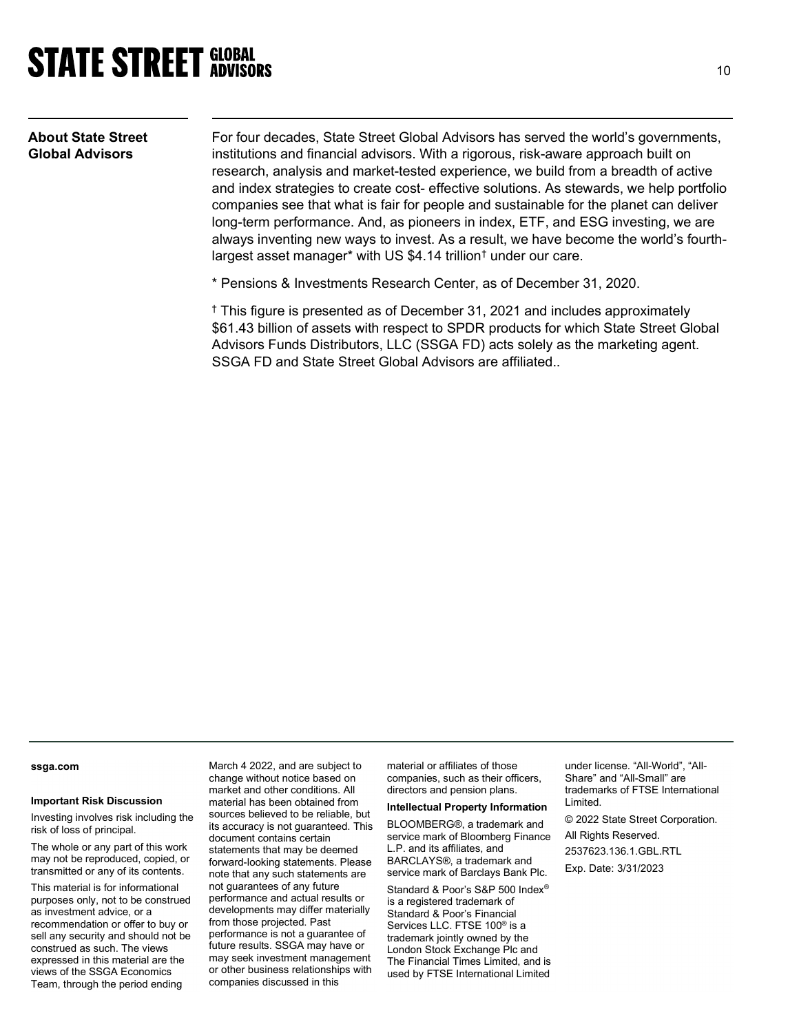### About State Street Global Advisors

For four decades, State Street Global Advisors has served the world's governments, institutions and financial advisors. With a rigorous, risk-aware approach built on research, analysis and market-tested experience, we build from a breadth of active and index strategies to create cost- effective solutions. As stewards, we help portfolio companies see that what is fair for people and sustainable for the planet can deliver long-term performance. And, as pioneers in index, ETF, and ESG investing, we are always inventing new ways to invest. As a result, we have become the world's fourth-largest asset manager* with US $4.14 trillion† under our care.

* Pensions & Investments Research Center, as of December 31, 2020.

† This figure is presented as of December 31, 2021 and includes approximately $61.43 billion of assets with respect to SPDR products for which State Street Global Advisors Funds Distributors, LLC (SSGA FD) acts solely as the marketing agent. SSGA FD and State Street Global Advisors are affiliated..

**ssga.com**

**Important Risk Discussion**

Investing involves risk including the risk of loss of principal.

The whole or any part of this work may not be reproduced, copied, or transmitted or any of its contents.

This material is for informational purposes only, not to be construed as investment advice, or a recommendation or offer to buy or sell any security and should not be construed as such. The views expressed in this material are the views of the SSGA Economics Team, through the period ending March 4 2022, and are subject to change without notice based on market and other conditions. All material has been obtained from sources believed to be reliable, but its accuracy is not guaranteed. This document contains certain statements that may be deemed forward-looking statements. Please note that any such statements are not guarantees of any future performance and actual results or developments may differ materially from those projected. Past performance is not a guarantee of future results. SSGA may have or may seek investment management or other business relationships with companies discussed in this material or affiliates of those companies, such as their officers, directors and pension plans.

**Intellectual Property Information**

BLOOMBERG®, a trademark and service mark of Bloomberg Finance L.P. and its affiliates, and BARCLAYS®, a trademark and service mark of Barclays Bank Plc.

Standard & Poor's S&P 500 Index® is a registered trademark of Standard & Poor's Financial Services LLC. FTSE 100® is a trademark jointly owned by the London Stock Exchange Plc and The Financial Times Limited, and is used by FTSE International Limited under license. "All-World", "All-Share" and "All-Small" are trademarks of FTSE International Limited.

© 2022 State Street Corporation.

All Rights Reserved.

2537623.136.1.GBL.RTL

Exp. Date: 3/31/2023